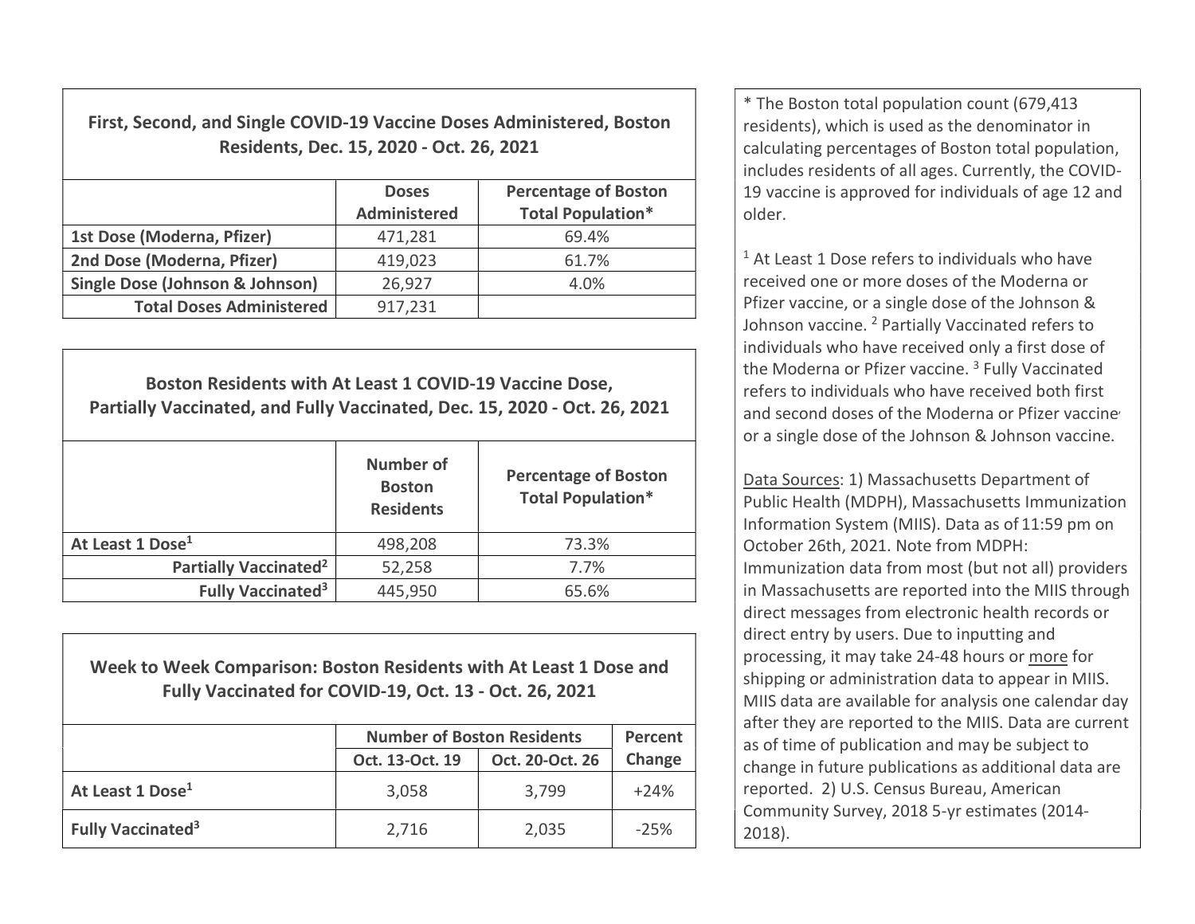### First, Second, and Single COVID-19 Vaccine Doses Administered, Boston Residents, Dec. 15, 2020 - Oct. 26, 2021

| | Doses Administered | Percentage of Boston Total Population* |
|---|---|---|
| **1st Dose (Moderna, Pfizer)** | 471,281 | 69.4% |
| **2nd Dose (Moderna, Pfizer)** | 419,023 | 61.7% |
| **Single Dose (Johnson & Johnson)** | 26,927 | 4.0% |
| **Total Doses Administered** | 917,231 | |

### Boston Residents with At Least 1 COVID-19 Vaccine Dose, Partially Vaccinated, and Fully Vaccinated, Dec. 15, 2020 - Oct. 26, 2021

| | Number of Boston Residents | Percentage of Boston Total Population* |
|---|---|---|
| **At Least 1 Dose[1]** | 498,208 | 73.3% |
| **Partially Vaccinated[2]** | 52,258 | 7.7% |
| **Fully Vaccinated[3]** | 445,950 | 65.6% |

### Week to Week Comparison: Boston Residents with At Least 1 Dose and Fully Vaccinated for COVID-19, Oct. 13 - Oct. 26, 2021

| | Number of Boston Residents | | Percent Change |
|---|---|---|---|
| | Oct. 13-Oct. 19 | Oct. 20-Oct. 26 | |
| **At Least 1 Dose[1]** | 3,058 | 3,799 | +24% |
| **Fully Vaccinated[3]** | 2,716 | 2,035 | -25% |

* The Boston total population count (679,413 residents), which is used as the denominator in calculating percentages of Boston total population, includes residents of all ages. Currently, the COVID-19 vaccine is approved for individuals of age 12 and older.

[1] At Least 1 Dose refers to individuals who have received one or more doses of the Moderna or Pfizer vaccine, or a single dose of the Johnson & Johnson vaccine. [2] Partially Vaccinated refers to individuals who have received only a first dose of the Moderna or Pfizer vaccine. [3] Fully Vaccinated refers to individuals who have received both first and second doses of the Moderna or Pfizer vaccine, or a single dose of the Johnson & Johnson vaccine.

Data Sources: 1) Massachusetts Department of Public Health (MDPH), Massachusetts Immunization Information System (MIIS). Data as of 11:59 pm on October 26th, 2021. Note from MDPH: Immunization data from most (but not all) providers in Massachusetts are reported into the MIIS through direct messages from electronic health records or direct entry by users. Due to inputting and processing, it may take 24-48 hours or more for shipping or administration data to appear in MIIS. MIIS data are available for analysis one calendar day after they are reported to the MIIS. Data are current as of time of publication and may be subject to change in future publications as additional data are reported. 2) U.S. Census Bureau, American Community Survey, 2018 5-yr estimates (2014-2018).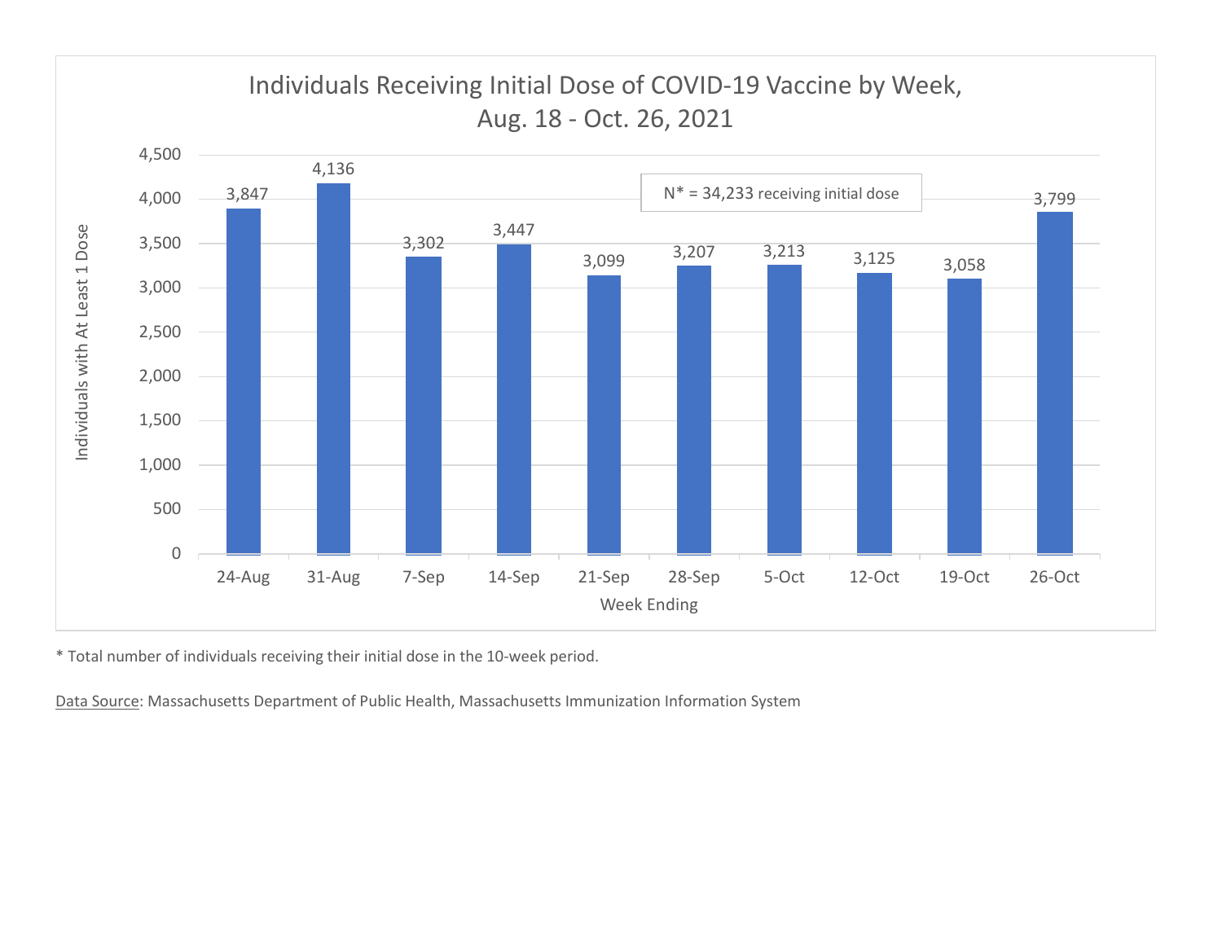## Individuals Receiving Initial Dose of COVID-19 Vaccine by Week, Aug. 18 - Oct. 26, 2021

N* = 34,233 receiving initial dose

| Week Ending | Individuals with At Least 1 Dose |
|---|---|
| 24-Aug | 3,847 |
| 31-Aug | 4,136 |
| 7-Sep | 3,302 |
| 14-Sep | 3,447 |
| 21-Sep | 3,099 |
| 28-Sep | 3,207 |
| 5-Oct | 3,213 |
| 12-Oct | 3,125 |
| 19-Oct | 3,058 |
| 26-Oct | 3,799 |

* Total number of individuals receiving their initial dose in the 10-week period.

Data Source: Massachusetts Department of Public Health, Massachusetts Immunization Information System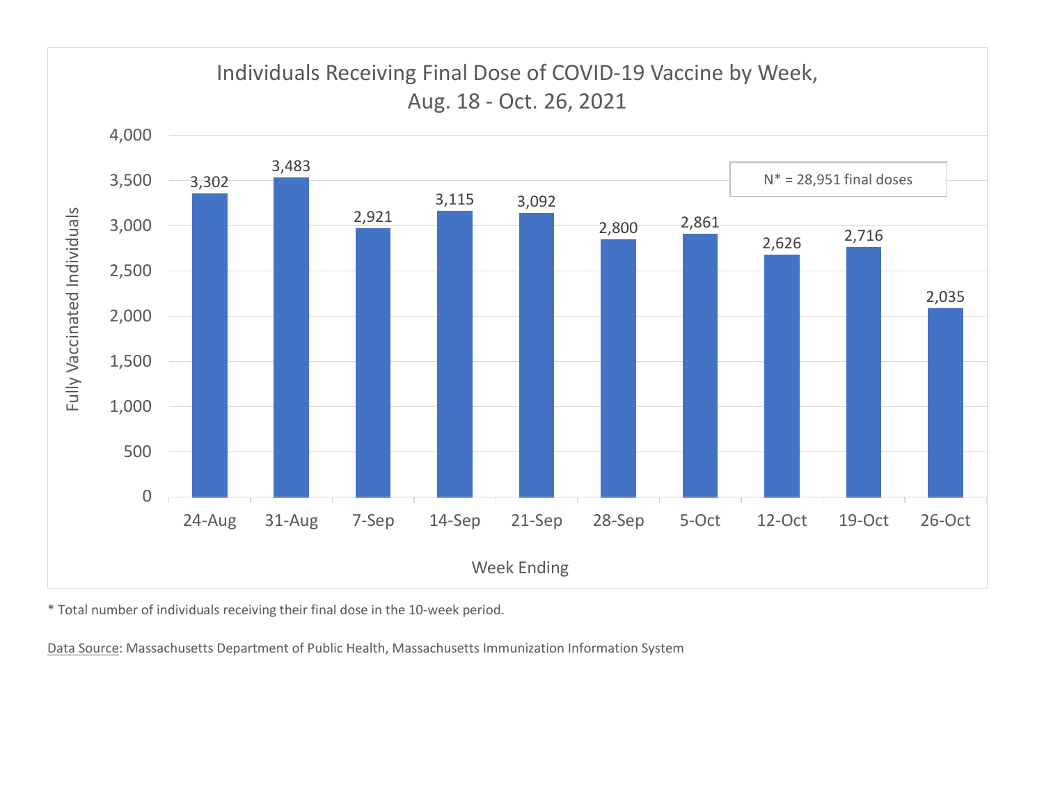## Individuals Receiving Final Dose of COVID-19 Vaccine by Week, Aug. 18 - Oct. 26, 2021

N* = 28,951 final doses

| Week Ending | Fully Vaccinated Individuals |
|---|---|
| 24-Aug | 3,302 |
| 31-Aug | 3,483 |
| 7-Sep | 2,921 |
| 14-Sep | 3,115 |
| 21-Sep | 3,092 |
| 28-Sep | 2,800 |
| 5-Oct | 2,861 |
| 12-Oct | 2,626 |
| 19-Oct | 2,716 |
| 26-Oct | 2,035 |

* Total number of individuals receiving their final dose in the 10-week period.

Data Source: Massachusetts Department of Public Health, Massachusetts Immunization Information System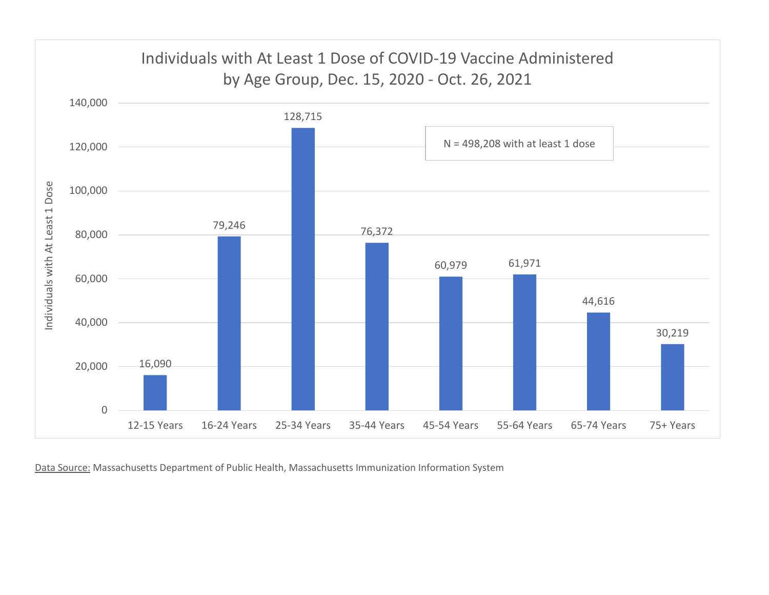## Individuals with At Least 1 Dose of COVID-19 Vaccine Administered by Age Group, Dec. 15, 2020 - Oct. 26, 2021

N = 498,208 with at least 1 dose

| Age Group | Individuals with At Least 1 Dose |
|---|---|
| 12-15 Years | 16,090 |
| 16-24 Years | 79,246 |
| 25-34 Years | 128,715 |
| 35-44 Years | 76,372 |
| 45-54 Years | 60,979 |
| 55-64 Years | 61,971 |
| 65-74 Years | 44,616 |
| 75+ Years | 30,219 |

Data Source: Massachusetts Department of Public Health, Massachusetts Immunization Information System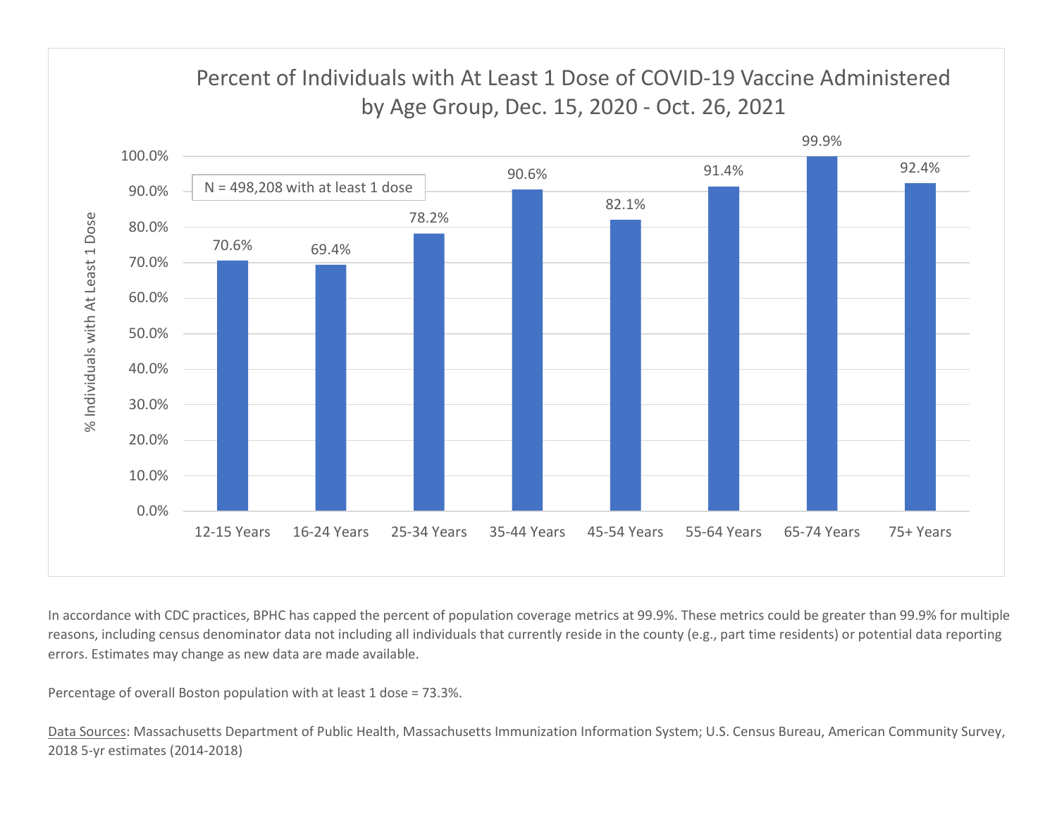## Percent of Individuals with At Least 1 Dose of COVID-19 Vaccine Administered by Age Group, Dec. 15, 2020 - Oct. 26, 2021

N = 498,208 with at least 1 dose

| Age Group | % Individuals with At Least 1 Dose |
| --- | --- |
| 12-15 Years | 70.6% |
| 16-24 Years | 69.4% |
| 25-34 Years | 78.2% |
| 35-44 Years | 90.6% |
| 45-54 Years | 82.1% |
| 55-64 Years | 91.4% |
| 65-74 Years | 99.9% |
| 75+ Years | 92.4% |

In accordance with CDC practices, BPHC has capped the percent of population coverage metrics at 99.9%. These metrics could be greater than 99.9% for multiple reasons, including census denominator data not including all individuals that currently reside in the county (e.g., part time residents) or potential data reporting errors. Estimates may change as new data are made available.

Percentage of overall Boston population with at least 1 dose = 73.3%.

Data Sources: Massachusetts Department of Public Health, Massachusetts Immunization Information System; U.S. Census Bureau, American Community Survey, 2018 5-yr estimates (2014-2018)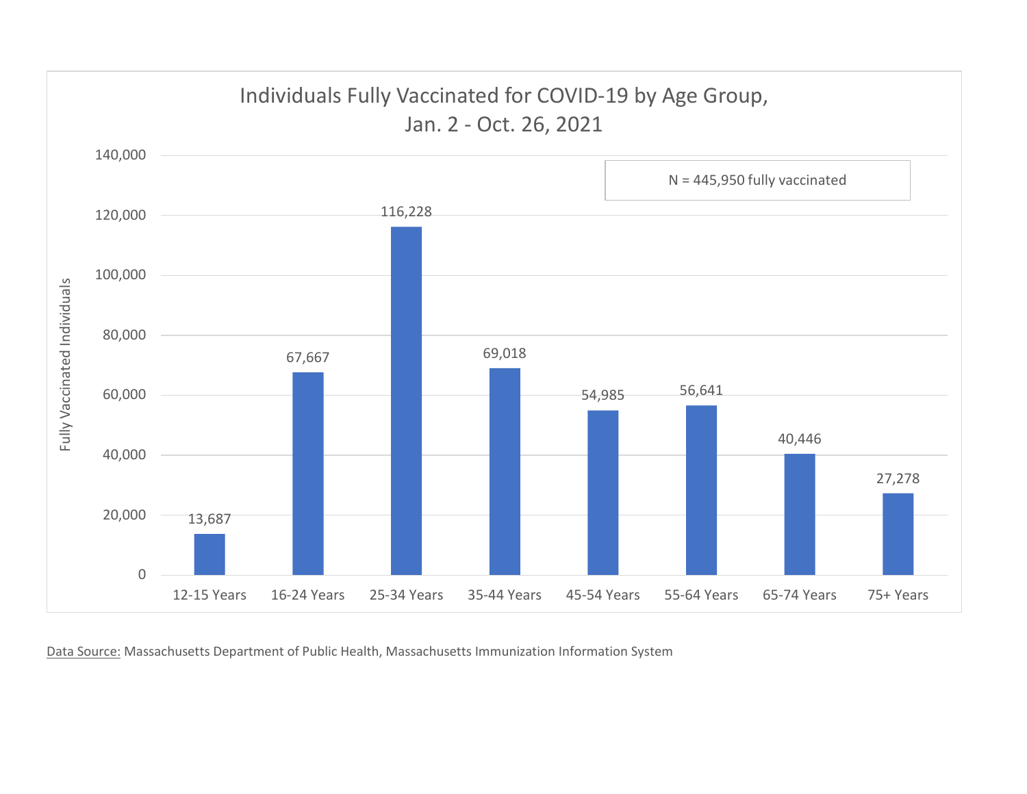## Individuals Fully Vaccinated for COVID-19 by Age Group, Jan. 2 - Oct. 26, 2021

N = 445,950 fully vaccinated

| Age Group | Fully Vaccinated Individuals |
|---|---|
| 12-15 Years | 13,687 |
| 16-24 Years | 67,667 |
| 25-34 Years | 116,228 |
| 35-44 Years | 69,018 |
| 45-54 Years | 54,985 |
| 55-64 Years | 56,641 |
| 65-74 Years | 40,446 |
| 75+ Years | 27,278 |

Data Source: Massachusetts Department of Public Health, Massachusetts Immunization Information System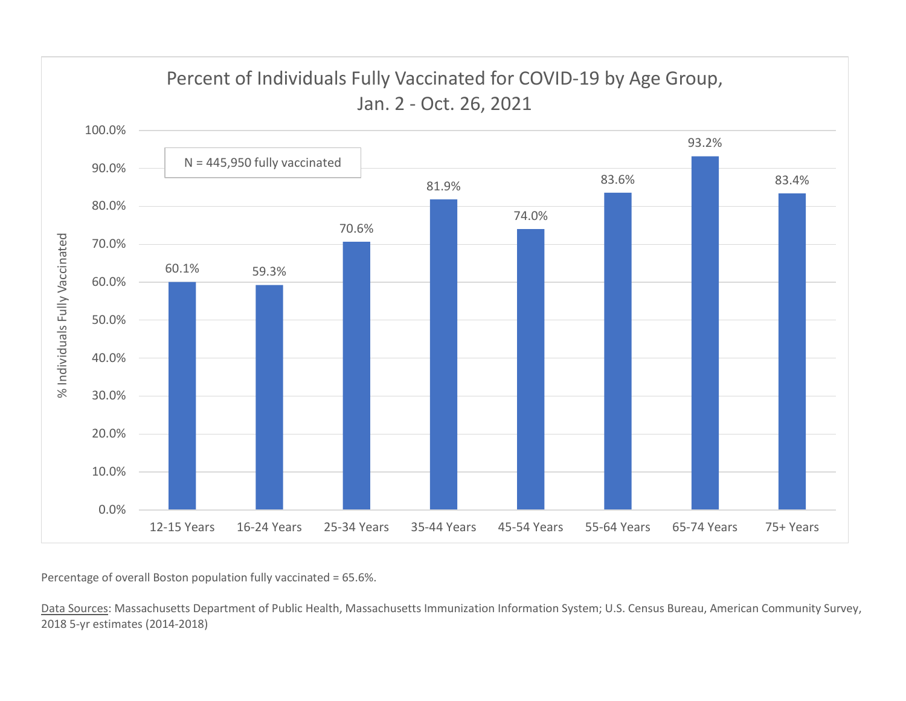## Percent of Individuals Fully Vaccinated for COVID-19 by Age Group, Jan. 2 - Oct. 26, 2021

N = 445,950 fully vaccinated

| Age Group | % Individuals Fully Vaccinated |
|---|---|
| 12-15 Years | 60.1% |
| 16-24 Years | 59.3% |
| 25-34 Years | 70.6% |
| 35-44 Years | 81.9% |
| 45-54 Years | 74.0% |
| 55-64 Years | 83.6% |
| 65-74 Years | 93.2% |
| 75+ Years | 83.4% |

Percentage of overall Boston population fully vaccinated = 65.6%.

Data Sources: Massachusetts Department of Public Health, Massachusetts Immunization Information System; U.S. Census Bureau, American Community Survey, 2018 5-yr estimates (2014-2018)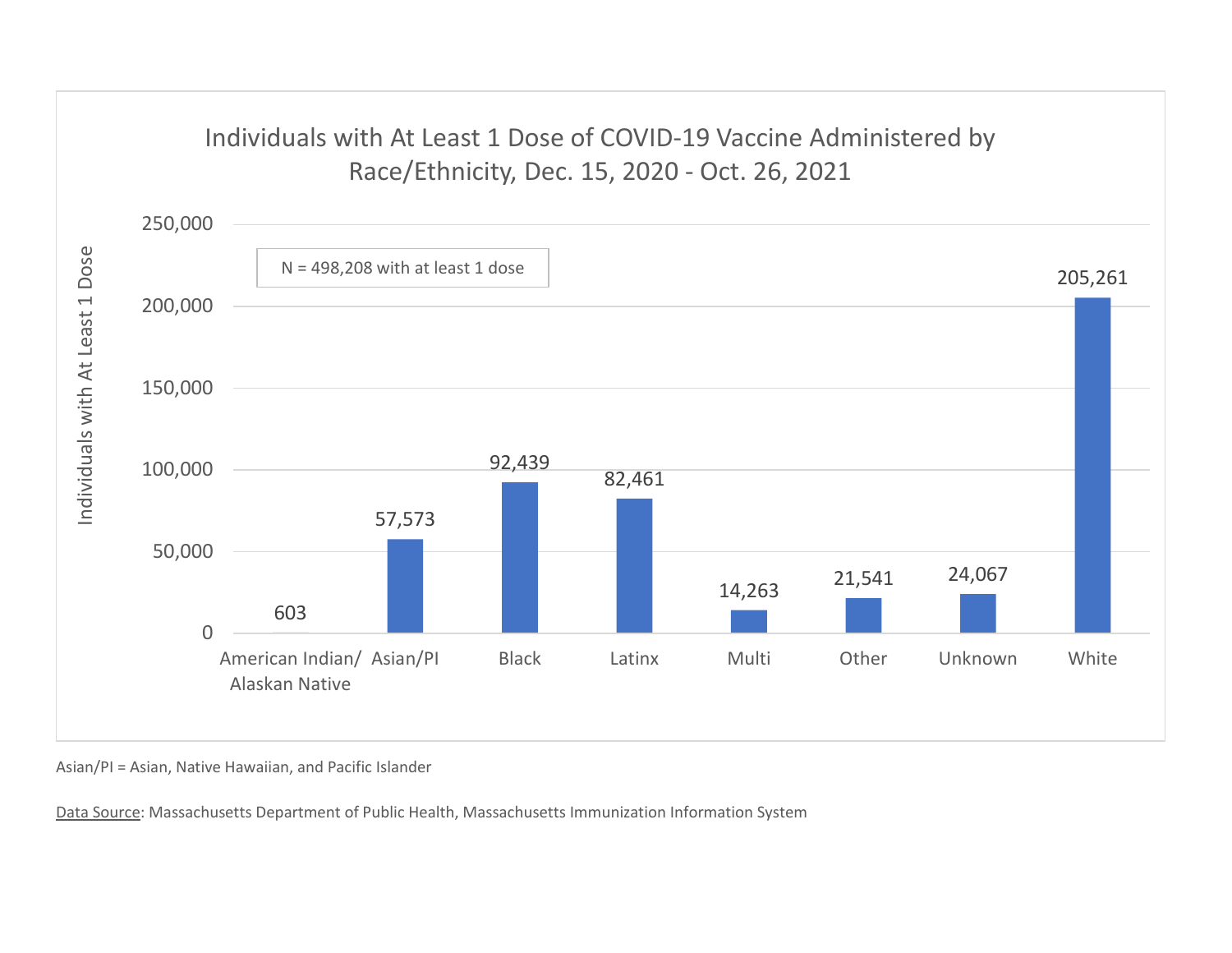## Individuals with At Least 1 Dose of COVID-19 Vaccine Administered by Race/Ethnicity, Dec. 15, 2020 - Oct. 26, 2021

N = 498,208 with at least 1 dose

| Race/Ethnicity | Individuals with At Least 1 Dose |
|---|---|
| American Indian/ Alaskan Native | 603 |
| Asian/PI | 57,573 |
| Black | 92,439 |
| Latinx | 82,461 |
| Multi | 14,263 |
| Other | 21,541 |
| Unknown | 24,067 |
| White | 205,261 |

Asian/PI = Asian, Native Hawaiian, and Pacific Islander

Data Source: Massachusetts Department of Public Health, Massachusetts Immunization Information System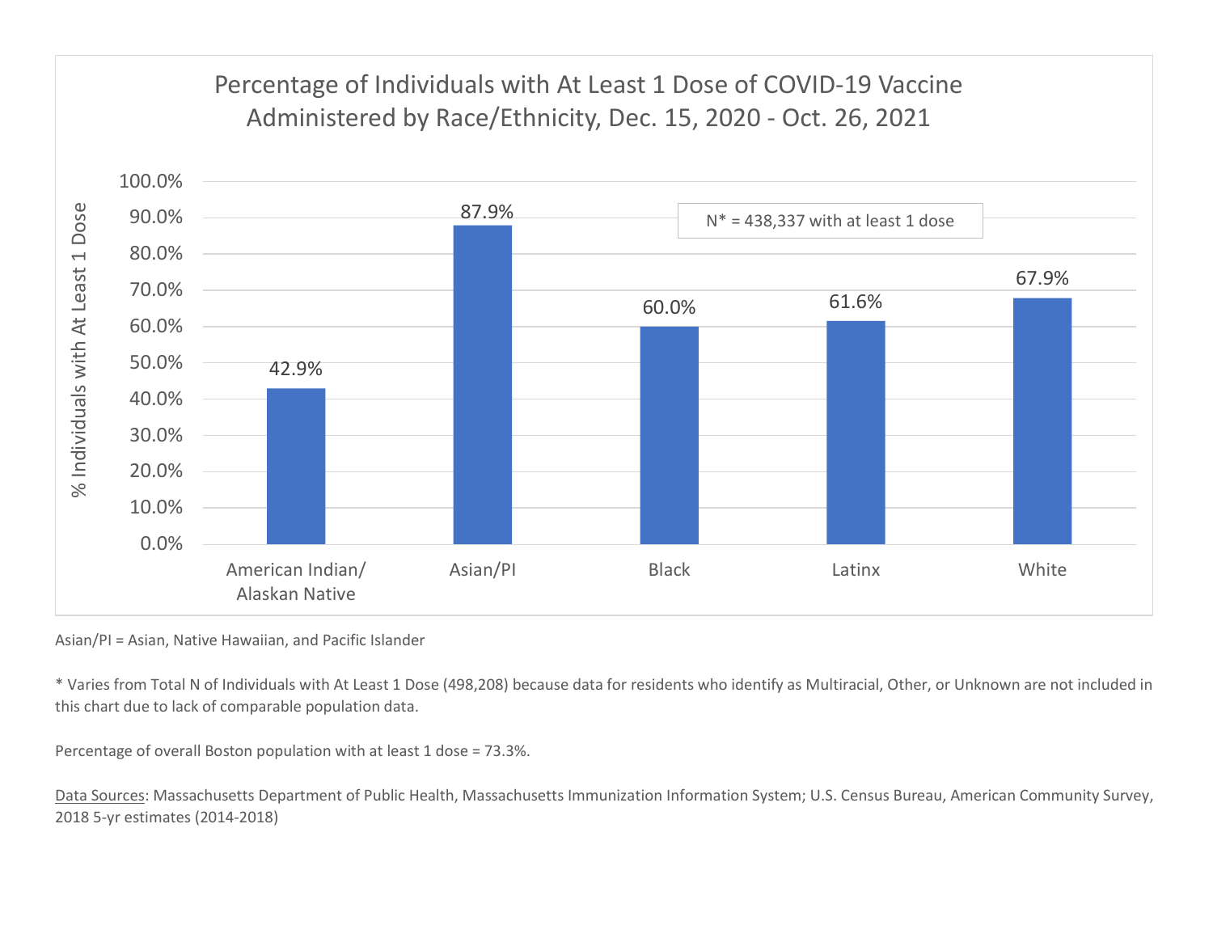## Percentage of Individuals with At Least 1 Dose of COVID-19 Vaccine Administered by Race/Ethnicity, Dec. 15, 2020 - Oct. 26, 2021

| Race/Ethnicity | % Individuals with At Least 1 Dose |
|---|---|
| American Indian/ Alaskan Native | 42.9% |
| Asian/PI | 87.9% |
| Black | 60.0% |
| Latinx | 61.6% |
| White | 67.9% |

N* = 438,337 with at least 1 dose

Asian/PI = Asian, Native Hawaiian, and Pacific Islander

* Varies from Total N of Individuals with At Least 1 Dose (498,208) because data for residents who identify as Multiracial, Other, or Unknown are not included in this chart due to lack of comparable population data.

Percentage of overall Boston population with at least 1 dose = 73.3%.

Data Sources: Massachusetts Department of Public Health, Massachusetts Immunization Information System; U.S. Census Bureau, American Community Survey, 2018 5-yr estimates (2014-2018)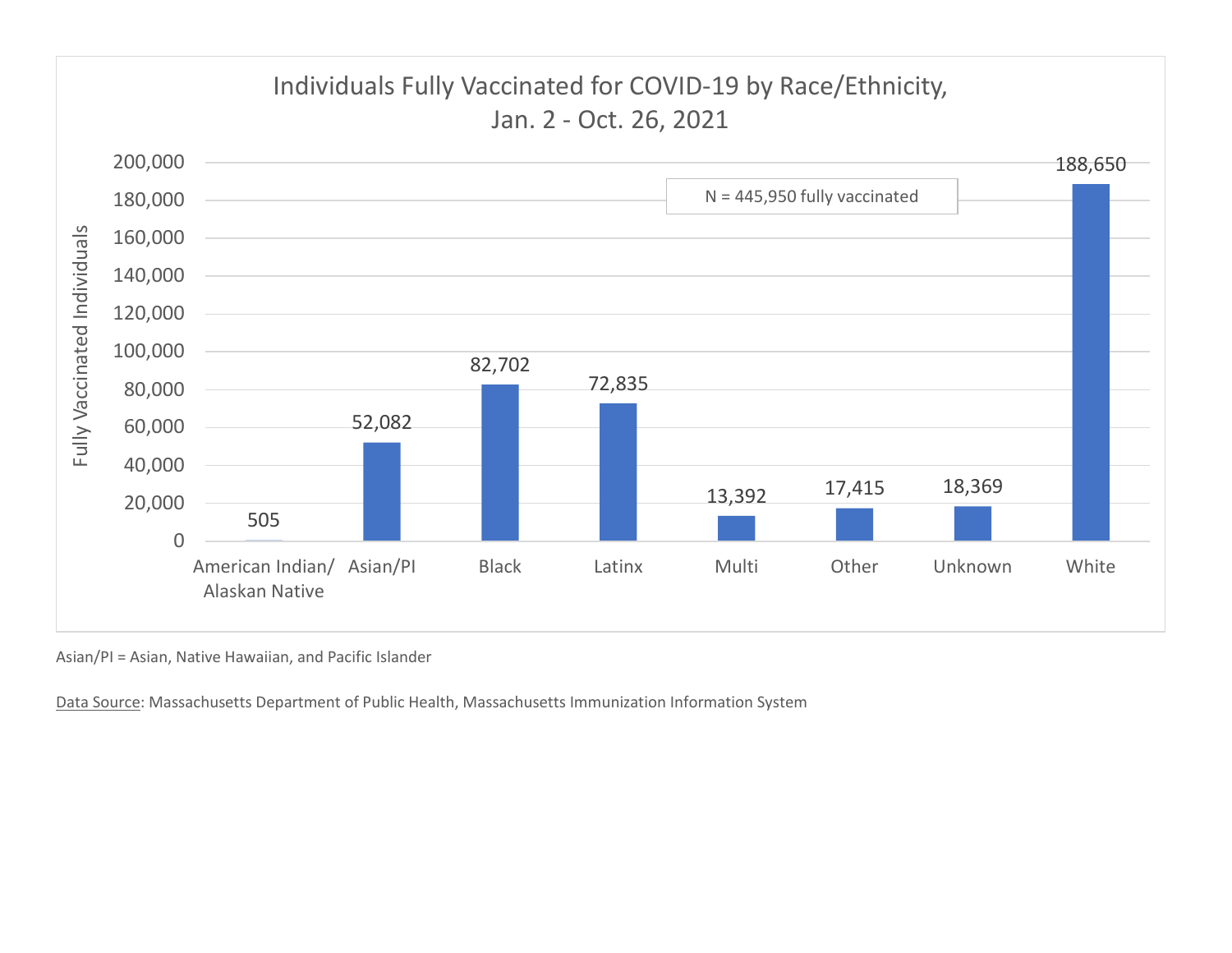## Individuals Fully Vaccinated for COVID-19 by Race/Ethnicity, Jan. 2 - Oct. 26, 2021

N = 445,950 fully vaccinated

| Race/Ethnicity | Fully Vaccinated Individuals |
|---|---|
| American Indian/ Alaskan Native | 505 |
| Asian/PI | 52,082 |
| Black | 82,702 |
| Latinx | 72,835 |
| Multi | 13,392 |
| Other | 17,415 |
| Unknown | 18,369 |
| White | 188,650 |

Asian/PI = Asian, Native Hawaiian, and Pacific Islander

Data Source: Massachusetts Department of Public Health, Massachusetts Immunization Information System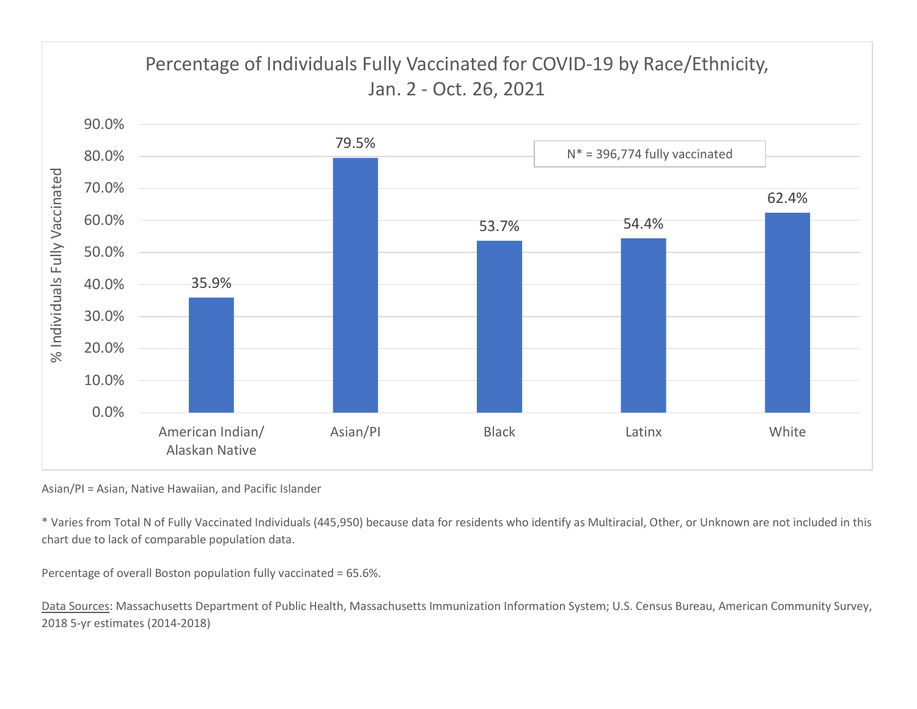## Percentage of Individuals Fully Vaccinated for COVID-19 by Race/Ethnicity, Jan. 2 - Oct. 26, 2021

| Race/Ethnicity | % Individuals Fully Vaccinated |
| --- | --- |
| American Indian/ Alaskan Native | 35.9% |
| Asian/PI | 79.5% |
| Black | 53.7% |
| Latinx | 54.4% |
| White | 62.4% |

N* = 396,774 fully vaccinated

Asian/PI = Asian, Native Hawaiian, and Pacific Islander

* Varies from Total N of Fully Vaccinated Individuals (445,950) because data for residents who identify as Multiracial, Other, or Unknown are not included in this chart due to lack of comparable population data.

Percentage of overall Boston population fully vaccinated = 65.6%.

Data Sources: Massachusetts Department of Public Health, Massachusetts Immunization Information System; U.S. Census Bureau, American Community Survey, 2018 5-yr estimates (2014-2018)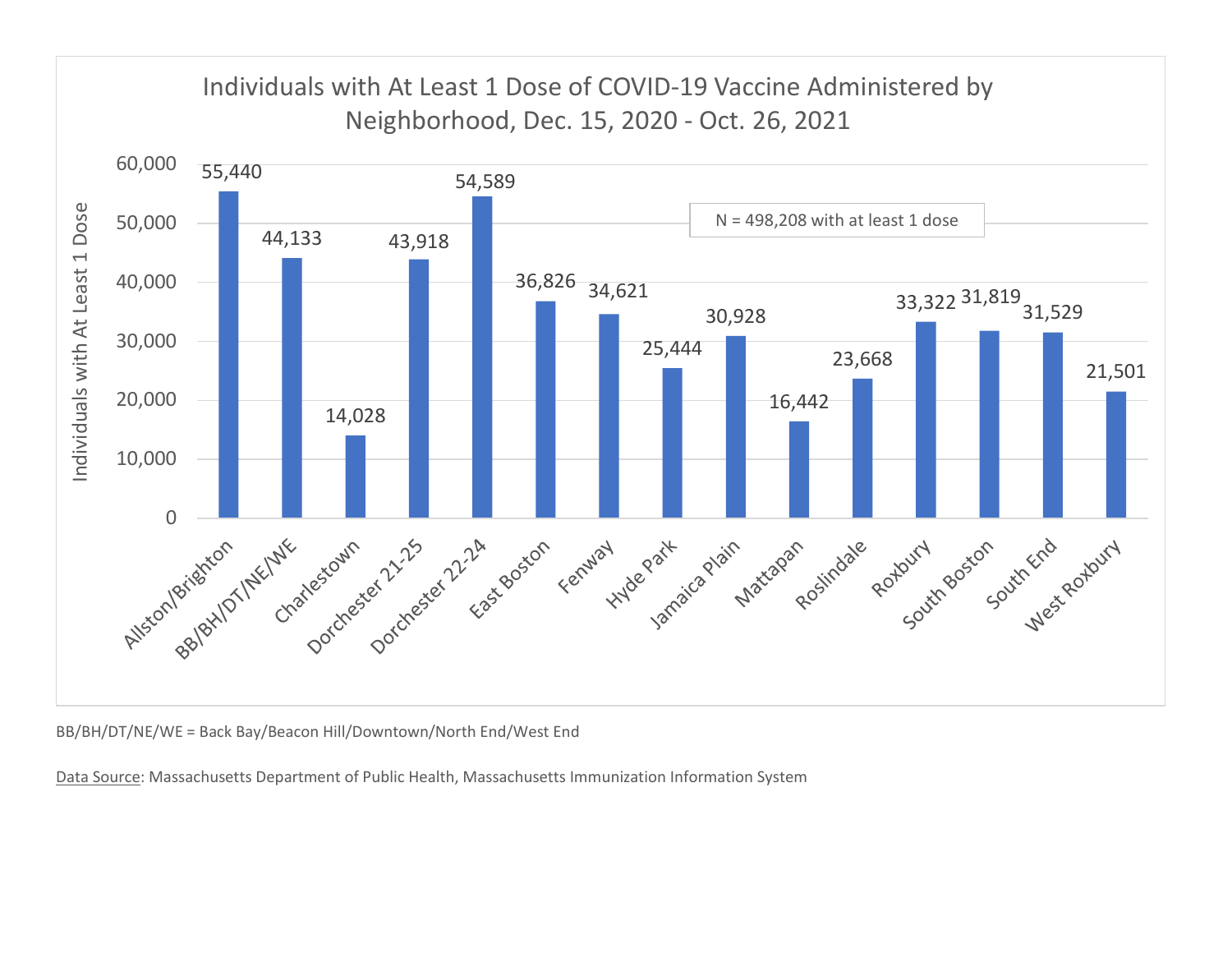## Individuals with At Least 1 Dose of COVID-19 Vaccine Administered by Neighborhood, Dec. 15, 2020 - Oct. 26, 2021

N = 498,208 with at least 1 dose

| Neighborhood | Individuals with At Least 1 Dose |
|---|---|
| Allston/Brighton | 55,440 |
| BB/BH/DT/NE/WE | 44,133 |
| Charlestown | 14,028 |
| Dorchester 21-25 | 43,918 |
| Dorchester 22-24 | 54,589 |
| East Boston | 36,826 |
| Fenway | 34,621 |
| Hyde Park | 25,444 |
| Jamaica Plain | 30,928 |
| Mattapan | 16,442 |
| Roslindale | 23,668 |
| Roxbury | 33,322 |
| South Boston | 31,819 |
| South End | 31,529 |
| West Roxbury | 21,501 |

BB/BH/DT/NE/WE = Back Bay/Beacon Hill/Downtown/North End/West End

Data Source: Massachusetts Department of Public Health, Massachusetts Immunization Information System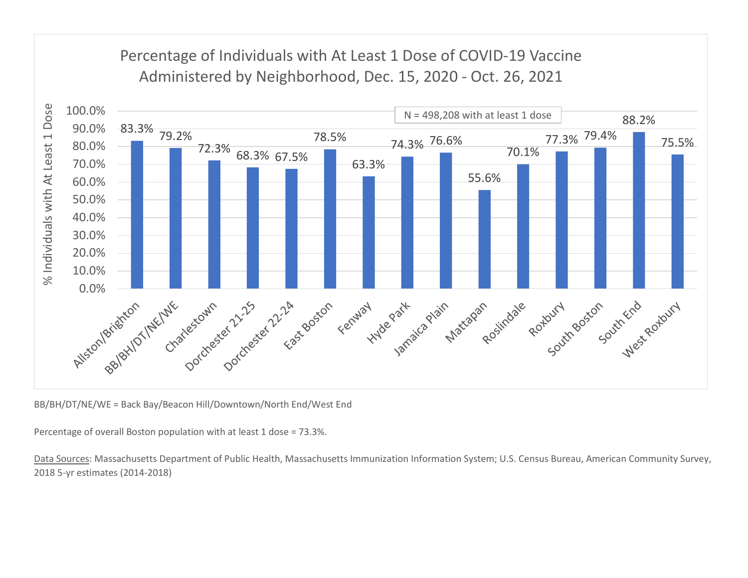## Percentage of Individuals with At Least 1 Dose of COVID-19 Vaccine Administered by Neighborhood, Dec. 15, 2020 - Oct. 26, 2021

N = 498,208 with at least 1 dose

| Neighborhood | % Individuals with At Least 1 Dose |
| --- | --- |
| Allston/Brighton | 83.3% |
| BB/BH/DT/NE/WE | 79.2% |
| Charlestown | 72.3% |
| Dorchester 21-25 | 68.3% |
| Dorchester 22-24 | 67.5% |
| East Boston | 78.5% |
| Fenway | 63.3% |
| Hyde Park | 74.3% |
| Jamaica Plain | 76.6% |
| Mattapan | 55.6% |
| Roslindale | 70.1% |
| Roxbury | 77.3% |
| South Boston | 79.4% |
| South End | 88.2% |
| West Roxbury | 75.5% |

BB/BH/DT/NE/WE = Back Bay/Beacon Hill/Downtown/North End/West End

Percentage of overall Boston population with at least 1 dose = 73.3%.

Data Sources: Massachusetts Department of Public Health, Massachusetts Immunization Information System; U.S. Census Bureau, American Community Survey, 2018 5-yr estimates (2014-2018)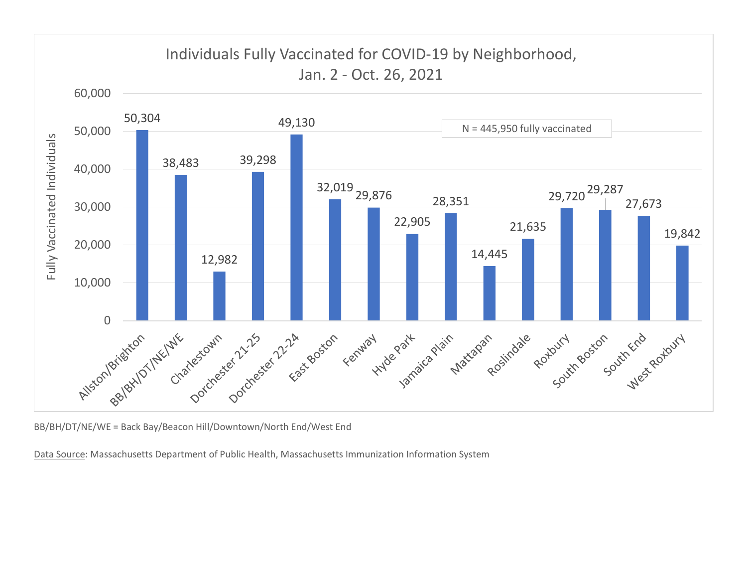## Individuals Fully Vaccinated for COVID-19 by Neighborhood, Jan. 2 - Oct. 26, 2021

N = 445,950 fully vaccinated

| Neighborhood | Fully Vaccinated Individuals |
| --- | --- |
| Allston/Brighton | 50,304 |
| BB/BH/DT/NE/WE | 38,483 |
| Charlestown | 12,982 |
| Dorchester 21-25 | 39,298 |
| Dorchester 22-24 | 49,130 |
| East Boston | 32,019 |
| Fenway | 29,876 |
| Hyde Park | 22,905 |
| Jamaica Plain | 28,351 |
| Mattapan | 14,445 |
| Roslindale | 21,635 |
| Roxbury | 29,720 |
| South Boston | 29,287 |
| South End | 27,673 |
| West Roxbury | 19,842 |

BB/BH/DT/NE/WE = Back Bay/Beacon Hill/Downtown/North End/West End

Data Source: Massachusetts Department of Public Health, Massachusetts Immunization Information System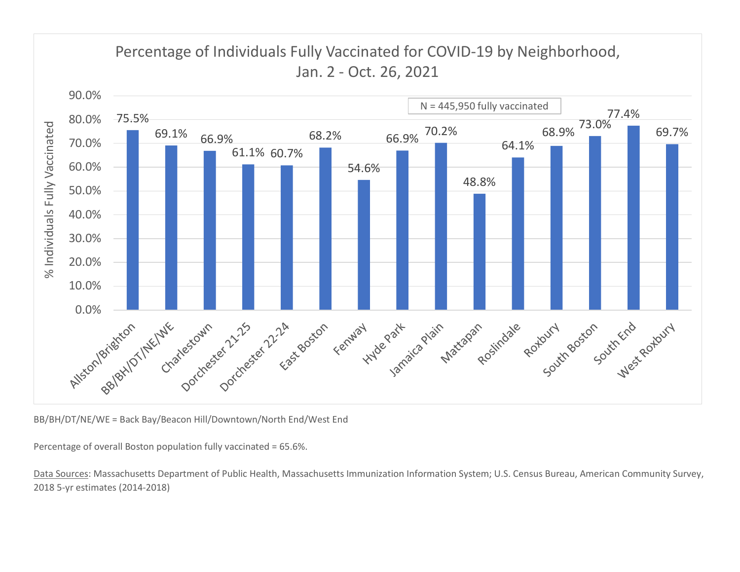## Percentage of Individuals Fully Vaccinated for COVID-19 by Neighborhood, Jan. 2 - Oct. 26, 2021

N = 445,950 fully vaccinated

| Neighborhood | % Individuals Fully Vaccinated |
| --- | --- |
| Allston/Brighton | 75.5% |
| BB/BH/DT/NE/WE | 69.1% |
| Charlestown | 66.9% |
| Dorchester 21-25 | 61.1% |
| Dorchester 22-24 | 60.7% |
| East Boston | 68.2% |
| Fenway | 54.6% |
| Hyde Park | 66.9% |
| Jamaica Plain | 70.2% |
| Mattapan | 48.8% |
| Roslindale | 64.1% |
| Roxbury | 68.9% |
| South Boston | 73.0% |
| South End | 77.4% |
| West Roxbury | 69.7% |

BB/BH/DT/NE/WE = Back Bay/Beacon Hill/Downtown/North End/West End

Percentage of overall Boston population fully vaccinated = 65.6%.

Data Sources: Massachusetts Department of Public Health, Massachusetts Immunization Information System; U.S. Census Bureau, American Community Survey, 2018 5-yr estimates (2014-2018)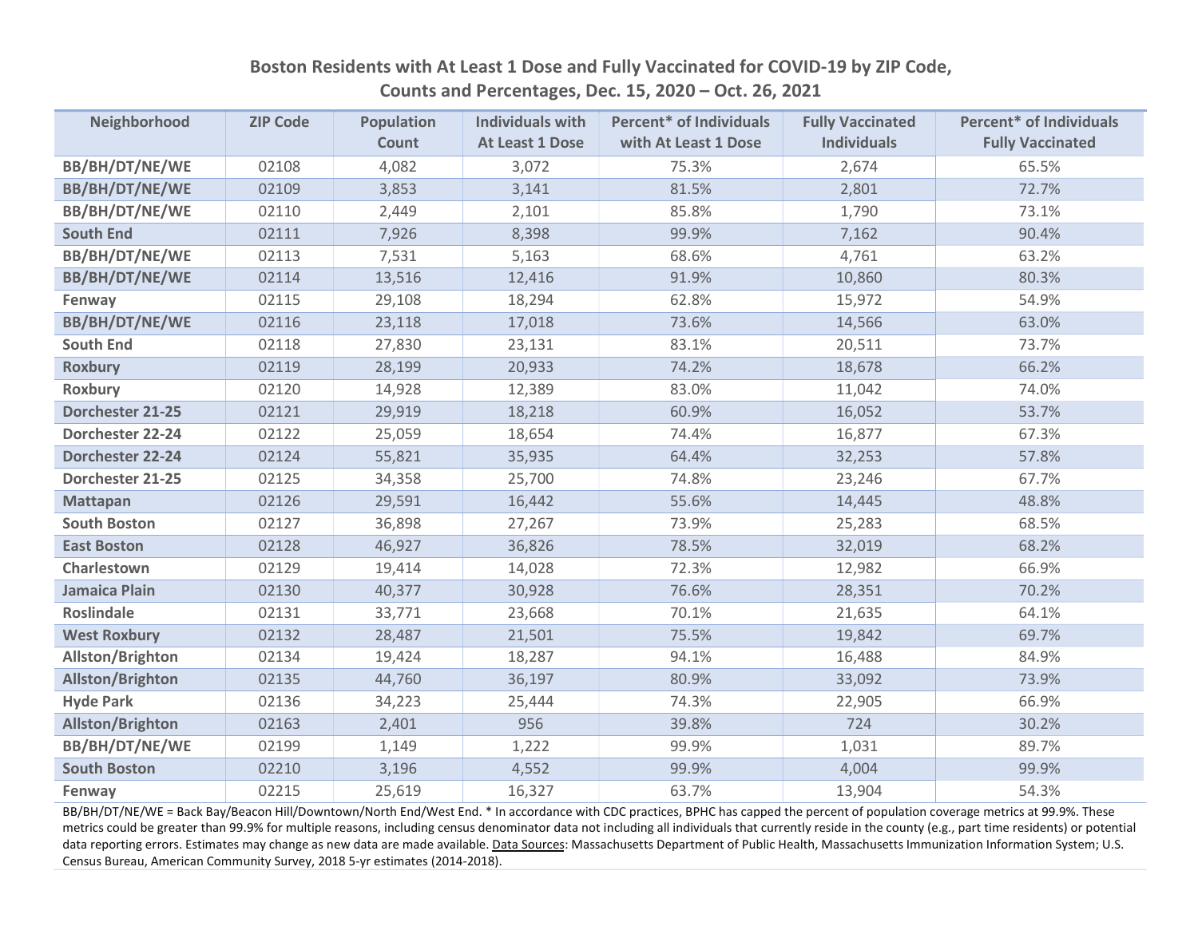## Boston Residents with At Least 1 Dose and Fully Vaccinated for COVID-19 by ZIP Code, Counts and Percentages, Dec. 15, 2020 – Oct. 26, 2021

| Neighborhood | ZIP Code | Population Count | Individuals with At Least 1 Dose | Percent* of Individuals with At Least 1 Dose | Fully Vaccinated Individuals | Percent* of Individuals Fully Vaccinated |
|---|---|---|---|---|---|---|
| **BB/BH/DT/NE/WE** | 02108 | 4,082 | 3,072 | 75.3% | 2,674 | 65.5% |
| **BB/BH/DT/NE/WE** | 02109 | 3,853 | 3,141 | 81.5% | 2,801 | 72.7% |
| **BB/BH/DT/NE/WE** | 02110 | 2,449 | 2,101 | 85.8% | 1,790 | 73.1% |
| **South End** | 02111 | 7,926 | 8,398 | 99.9% | 7,162 | 90.4% |
| **BB/BH/DT/NE/WE** | 02113 | 7,531 | 5,163 | 68.6% | 4,761 | 63.2% |
| **BB/BH/DT/NE/WE** | 02114 | 13,516 | 12,416 | 91.9% | 10,860 | 80.3% |
| **Fenway** | 02115 | 29,108 | 18,294 | 62.8% | 15,972 | 54.9% |
| **BB/BH/DT/NE/WE** | 02116 | 23,118 | 17,018 | 73.6% | 14,566 | 63.0% |
| **South End** | 02118 | 27,830 | 23,131 | 83.1% | 20,511 | 73.7% |
| **Roxbury** | 02119 | 28,199 | 20,933 | 74.2% | 18,678 | 66.2% |
| **Roxbury** | 02120 | 14,928 | 12,389 | 83.0% | 11,042 | 74.0% |
| **Dorchester 21-25** | 02121 | 29,919 | 18,218 | 60.9% | 16,052 | 53.7% |
| **Dorchester 22-24** | 02122 | 25,059 | 18,654 | 74.4% | 16,877 | 67.3% |
| **Dorchester 22-24** | 02124 | 55,821 | 35,935 | 64.4% | 32,253 | 57.8% |
| **Dorchester 21-25** | 02125 | 34,358 | 25,700 | 74.8% | 23,246 | 67.7% |
| **Mattapan** | 02126 | 29,591 | 16,442 | 55.6% | 14,445 | 48.8% |
| **South Boston** | 02127 | 36,898 | 27,267 | 73.9% | 25,283 | 68.5% |
| **East Boston** | 02128 | 46,927 | 36,826 | 78.5% | 32,019 | 68.2% |
| **Charlestown** | 02129 | 19,414 | 14,028 | 72.3% | 12,982 | 66.9% |
| **Jamaica Plain** | 02130 | 40,377 | 30,928 | 76.6% | 28,351 | 70.2% |
| **Roslindale** | 02131 | 33,771 | 23,668 | 70.1% | 21,635 | 64.1% |
| **West Roxbury** | 02132 | 28,487 | 21,501 | 75.5% | 19,842 | 69.7% |
| **Allston/Brighton** | 02134 | 19,424 | 18,287 | 94.1% | 16,488 | 84.9% |
| **Allston/Brighton** | 02135 | 44,760 | 36,197 | 80.9% | 33,092 | 73.9% |
| **Hyde Park** | 02136 | 34,223 | 25,444 | 74.3% | 22,905 | 66.9% |
| **Allston/Brighton** | 02163 | 2,401 | 956 | 39.8% | 724 | 30.2% |
| **BB/BH/DT/NE/WE** | 02199 | 1,149 | 1,222 | 99.9% | 1,031 | 89.7% |
| **South Boston** | 02210 | 3,196 | 4,552 | 99.9% | 4,004 | 99.9% |
| **Fenway** | 02215 | 25,619 | 16,327 | 63.7% | 13,904 | 54.3% |

BB/BH/DT/NE/WE = Back Bay/Beacon Hill/Downtown/North End/West End. * In accordance with CDC practices, BPHC has capped the percent of population coverage metrics at 99.9%. These metrics could be greater than 99.9% for multiple reasons, including census denominator data not including all individuals that currently reside in the county (e.g., part time residents) or potential data reporting errors. Estimates may change as new data are made available. Data Sources: Massachusetts Department of Public Health, Massachusetts Immunization Information System; U.S. Census Bureau, American Community Survey, 2018 5-yr estimates (2014-2018).